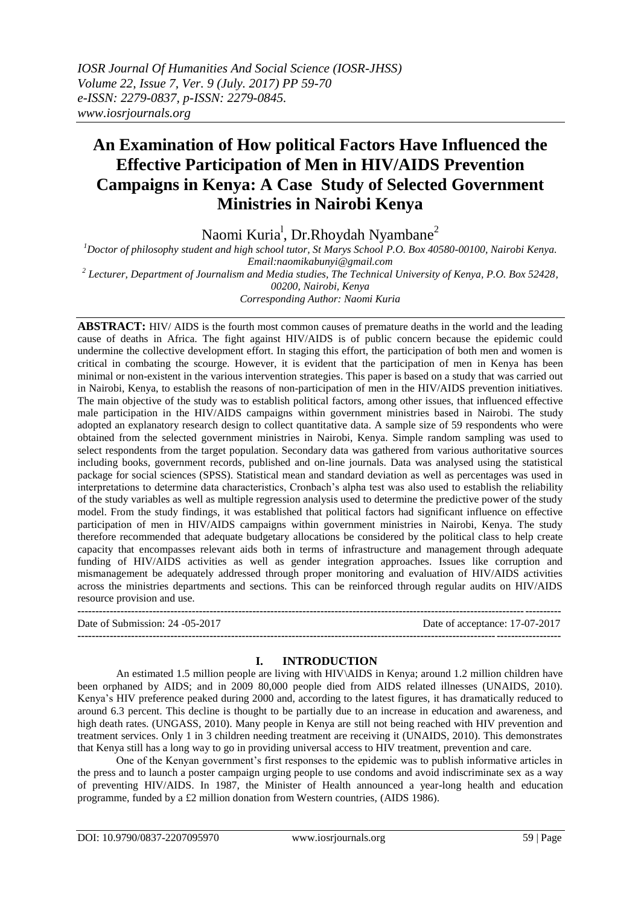# An Examination of How political Factors Have Influenced the Effective Participation of Men in HIV/AIDS Prevention Campaigns in Kenya: A Case Study of Selected Government Ministries in Nairobi Kenya

Naomi Kuria[1], Dr.Rhoydah Nyambane[2]

[1]*Doctor of philosophy student and high school tutor, St Marys School P.O. Box 40580-00100, Nairobi Kenya. Email:naomikabunyi@gmail.com*

[2] *Lecturer, Department of Journalism and Media studies, The Technical University of Kenya, P.O. Box 52428, 00200, Nairobi, Kenya*

*Corresponding Author: Naomi Kuria*

---

**ABSTRACT:** HIV/ AIDS is the fourth most common causes of premature deaths in the world and the leading cause of deaths in Africa. The fight against HIV/AIDS is of public concern because the epidemic could undermine the collective development effort. In staging this effort, the participation of both men and women is critical in combating the scourge. However, it is evident that the participation of men in Kenya has been minimal or non-existent in the various intervention strategies. This paper is based on a study that was carried out in Nairobi, Kenya, to establish the reasons of non-participation of men in the HIV/AIDS prevention initiatives. The main objective of the study was to establish political factors, among other issues, that influenced effective male participation in the HIV/AIDS campaigns within government ministries based in Nairobi. The study adopted an explanatory research design to collect quantitative data. A sample size of 59 respondents who were obtained from the selected government ministries in Nairobi, Kenya. Simple random sampling was used to select respondents from the target population. Secondary data was gathered from various authoritative sources including books, government records, published and on-line journals. Data was analysed using the statistical package for social sciences (SPSS). Statistical mean and standard deviation as well as percentages was used in interpretations to determine data characteristics, Cronbach's alpha test was also used to establish the reliability of the study variables as well as multiple regression analysis used to determine the predictive power of the study model. From the study findings, it was established that political factors had significant influence on effective participation of men in HIV/AIDS campaigns within government ministries in Nairobi, Kenya. The study therefore recommended that adequate budgetary allocations be considered by the political class to help create capacity that encompasses relevant aids both in terms of infrastructure and management through adequate funding of HIV/AIDS activities as well as gender integration approaches. Issues like corruption and mismanagement be adequately addressed through proper monitoring and evaluation of HIV/AIDS activities across the ministries departments and sections. This can be reinforced through regular audits on HIV/AIDS resource provision and use.

---

Date of Submission: 24 -05-2017 | Date of acceptance: 17-07-2017

---

## I. INTRODUCTION

An estimated 1.5 million people are living with HIV\AIDS in Kenya; around 1.2 million children have been orphaned by AIDS; and in 2009 80,000 people died from AIDS related illnesses (UNAIDS, 2010). Kenya's HIV preference peaked during 2000 and, according to the latest figures, it has dramatically reduced to around 6.3 percent. This decline is thought to be partially due to an increase in education and awareness, and high death rates. (UNGASS, 2010). Many people in Kenya are still not being reached with HIV prevention and treatment services. Only 1 in 3 children needing treatment are receiving it (UNAIDS, 2010). This demonstrates that Kenya still has a long way to go in providing universal access to HIV treatment, prevention and care.

One of the Kenyan government's first responses to the epidemic was to publish informative articles in the press and to launch a poster campaign urging people to use condoms and avoid indiscriminate sex as a way of preventing HIV/AIDS. In 1987, the Minister of Health announced a year-long health and education programme, funded by a £2 million donation from Western countries, (AIDS 1986).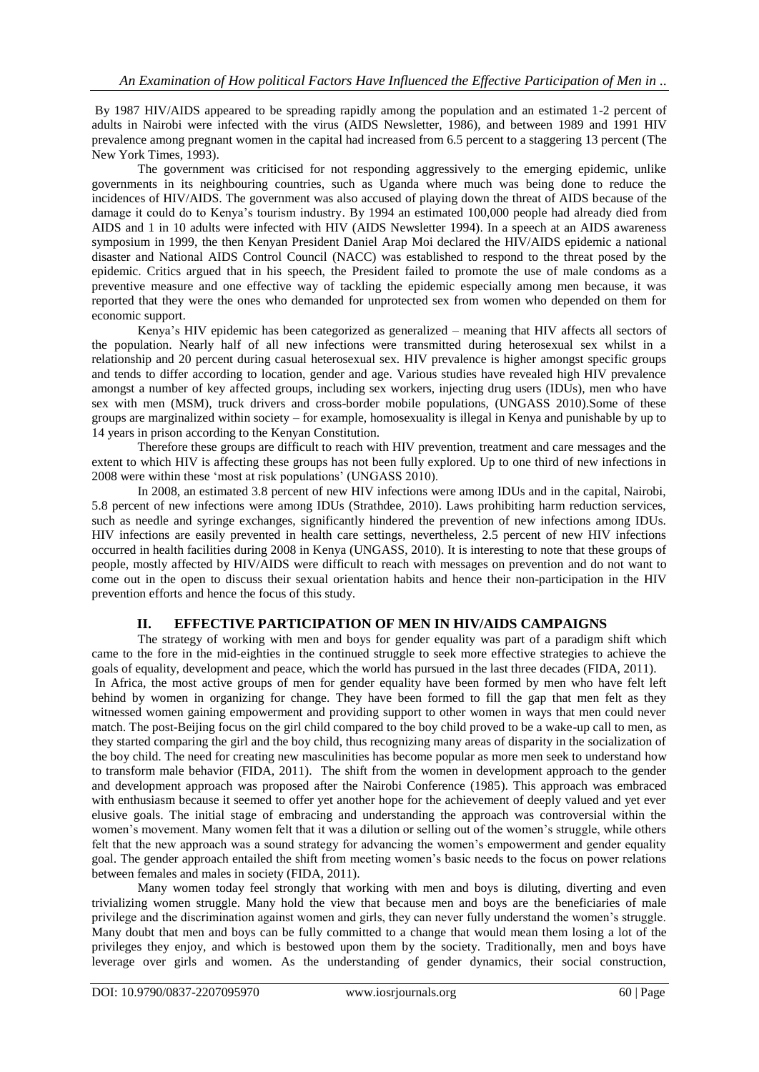By 1987 HIV/AIDS appeared to be spreading rapidly among the population and an estimated 1-2 percent of adults in Nairobi were infected with the virus (AIDS Newsletter, 1986), and between 1989 and 1991 HIV prevalence among pregnant women in the capital had increased from 6.5 percent to a staggering 13 percent (The New York Times, 1993).

The government was criticised for not responding aggressively to the emerging epidemic, unlike governments in its neighbouring countries, such as Uganda where much was being done to reduce the incidences of HIV/AIDS. The government was also accused of playing down the threat of AIDS because of the damage it could do to Kenya's tourism industry. By 1994 an estimated 100,000 people had already died from AIDS and 1 in 10 adults were infected with HIV (AIDS Newsletter 1994). In a speech at an AIDS awareness symposium in 1999, the then Kenyan President Daniel Arap Moi declared the HIV/AIDS epidemic a national disaster and National AIDS Control Council (NACC) was established to respond to the threat posed by the epidemic. Critics argued that in his speech, the President failed to promote the use of male condoms as a preventive measure and one effective way of tackling the epidemic especially among men because, it was reported that they were the ones who demanded for unprotected sex from women who depended on them for economic support.

Kenya's HIV epidemic has been categorized as generalized – meaning that HIV affects all sectors of the population. Nearly half of all new infections were transmitted during heterosexual sex whilst in a relationship and 20 percent during casual heterosexual sex. HIV prevalence is higher amongst specific groups and tends to differ according to location, gender and age. Various studies have revealed high HIV prevalence amongst a number of key affected groups, including sex workers, injecting drug users (IDUs), men who have sex with men (MSM), truck drivers and cross-border mobile populations, (UNGASS 2010).Some of these groups are marginalized within society – for example, homosexuality is illegal in Kenya and punishable by up to 14 years in prison according to the Kenyan Constitution.

Therefore these groups are difficult to reach with HIV prevention, treatment and care messages and the extent to which HIV is affecting these groups has not been fully explored. Up to one third of new infections in 2008 were within these 'most at risk populations' (UNGASS 2010).

In 2008, an estimated 3.8 percent of new HIV infections were among IDUs and in the capital, Nairobi, 5.8 percent of new infections were among IDUs (Strathdee, 2010). Laws prohibiting harm reduction services, such as needle and syringe exchanges, significantly hindered the prevention of new infections among IDUs. HIV infections are easily prevented in health care settings, nevertheless, 2.5 percent of new HIV infections occurred in health facilities during 2008 in Kenya (UNGASS, 2010). It is interesting to note that these groups of people, mostly affected by HIV/AIDS were difficult to reach with messages on prevention and do not want to come out in the open to discuss their sexual orientation habits and hence their non-participation in the HIV prevention efforts and hence the focus of this study.

## II. EFFECTIVE PARTICIPATION OF MEN IN HIV/AIDS CAMPAIGNS

The strategy of working with men and boys for gender equality was part of a paradigm shift which came to the fore in the mid-eighties in the continued struggle to seek more effective strategies to achieve the goals of equality, development and peace, which the world has pursued in the last three decades (FIDA, 2011).

In Africa, the most active groups of men for gender equality have been formed by men who have felt left behind by women in organizing for change. They have been formed to fill the gap that men felt as they witnessed women gaining empowerment and providing support to other women in ways that men could never match. The post-Beijing focus on the girl child compared to the boy child proved to be a wake-up call to men, as they started comparing the girl and the boy child, thus recognizing many areas of disparity in the socialization of the boy child. The need for creating new masculinities has become popular as more men seek to understand how to transform male behavior (FIDA, 2011). The shift from the women in development approach to the gender and development approach was proposed after the Nairobi Conference (1985). This approach was embraced with enthusiasm because it seemed to offer yet another hope for the achievement of deeply valued and yet ever elusive goals. The initial stage of embracing and understanding the approach was controversial within the women's movement. Many women felt that it was a dilution or selling out of the women's struggle, while others felt that the new approach was a sound strategy for advancing the women's empowerment and gender equality goal. The gender approach entailed the shift from meeting women's basic needs to the focus on power relations between females and males in society (FIDA, 2011).

Many women today feel strongly that working with men and boys is diluting, diverting and even trivializing women struggle. Many hold the view that because men and boys are the beneficiaries of male privilege and the discrimination against women and girls, they can never fully understand the women's struggle. Many doubt that men and boys can be fully committed to a change that would mean them losing a lot of the privileges they enjoy, and which is bestowed upon them by the society. Traditionally, men and boys have leverage over girls and women. As the understanding of gender dynamics, their social construction,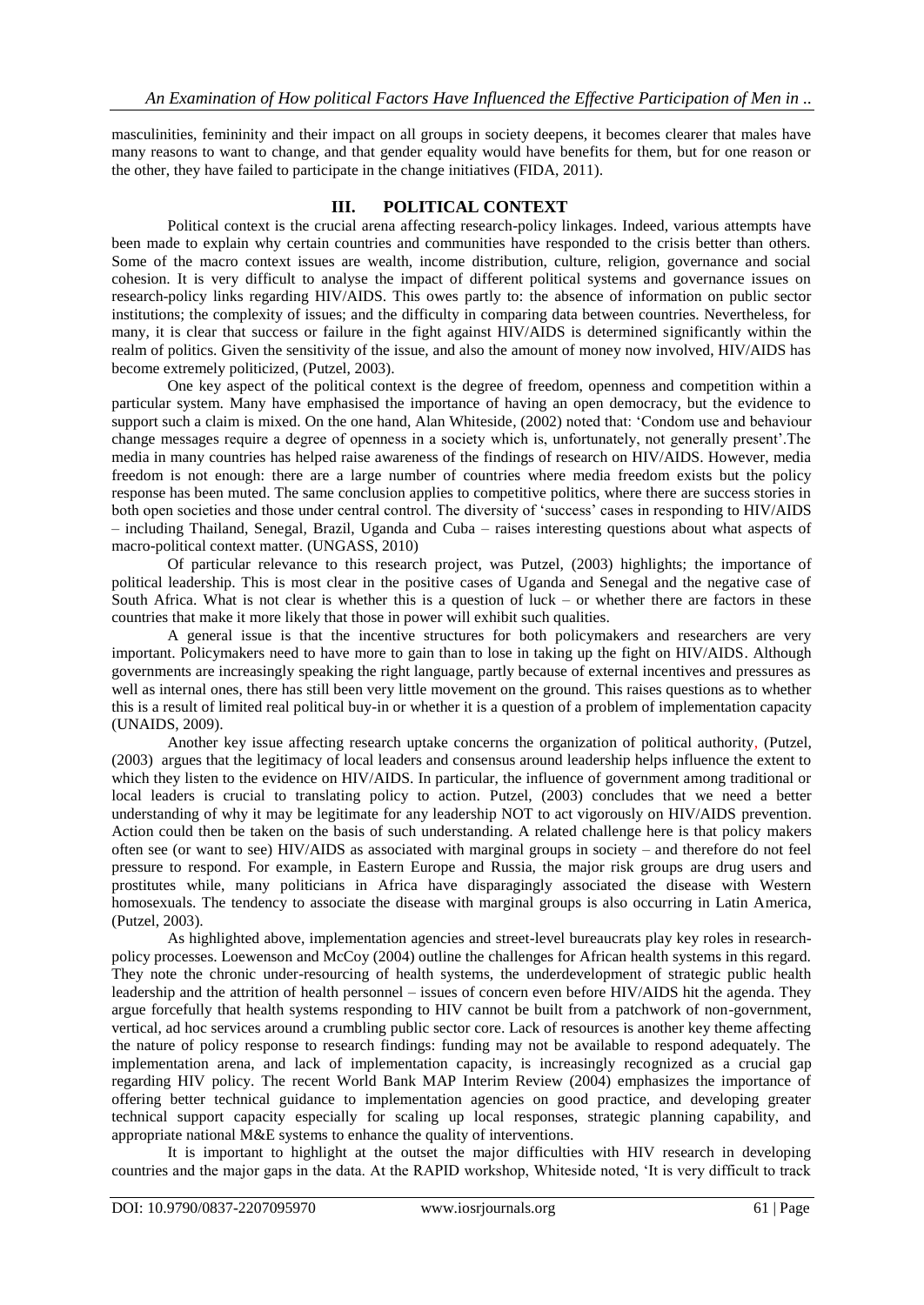masculinities, femininity and their impact on all groups in society deepens, it becomes clearer that males have many reasons to want to change, and that gender equality would have benefits for them, but for one reason or the other, they have failed to participate in the change initiatives (FIDA, 2011).

## III. POLITICAL CONTEXT

Political context is the crucial arena affecting research-policy linkages. Indeed, various attempts have been made to explain why certain countries and communities have responded to the crisis better than others. Some of the macro context issues are wealth, income distribution, culture, religion, governance and social cohesion. It is very difficult to analyse the impact of different political systems and governance issues on research-policy links regarding HIV/AIDS. This owes partly to: the absence of information on public sector institutions; the complexity of issues; and the difficulty in comparing data between countries. Nevertheless, for many, it is clear that success or failure in the fight against HIV/AIDS is determined significantly within the realm of politics. Given the sensitivity of the issue, and also the amount of money now involved, HIV/AIDS has become extremely politicized, (Putzel, 2003).

One key aspect of the political context is the degree of freedom, openness and competition within a particular system. Many have emphasised the importance of having an open democracy, but the evidence to support such a claim is mixed. On the one hand, Alan Whiteside, (2002) noted that: 'Condom use and behaviour change messages require a degree of openness in a society which is, unfortunately, not generally present'.The media in many countries has helped raise awareness of the findings of research on HIV/AIDS. However, media freedom is not enough: there are a large number of countries where media freedom exists but the policy response has been muted. The same conclusion applies to competitive politics, where there are success stories in both open societies and those under central control. The diversity of 'success' cases in responding to HIV/AIDS – including Thailand, Senegal, Brazil, Uganda and Cuba – raises interesting questions about what aspects of macro-political context matter. (UNGASS, 2010)

Of particular relevance to this research project, was Putzel, (2003) highlights; the importance of political leadership. This is most clear in the positive cases of Uganda and Senegal and the negative case of South Africa. What is not clear is whether this is a question of luck – or whether there are factors in these countries that make it more likely that those in power will exhibit such qualities.

A general issue is that the incentive structures for both policymakers and researchers are very important. Policymakers need to have more to gain than to lose in taking up the fight on HIV/AIDS. Although governments are increasingly speaking the right language, partly because of external incentives and pressures as well as internal ones, there has still been very little movement on the ground. This raises questions as to whether this is a result of limited real political buy-in or whether it is a question of a problem of implementation capacity (UNAIDS, 2009).

Another key issue affecting research uptake concerns the organization of political authority, (Putzel, (2003) argues that the legitimacy of local leaders and consensus around leadership helps influence the extent to which they listen to the evidence on HIV/AIDS. In particular, the influence of government among traditional or local leaders is crucial to translating policy to action. Putzel, (2003) concludes that we need a better understanding of why it may be legitimate for any leadership NOT to act vigorously on HIV/AIDS prevention. Action could then be taken on the basis of such understanding. A related challenge here is that policy makers often see (or want to see) HIV/AIDS as associated with marginal groups in society – and therefore do not feel pressure to respond. For example, in Eastern Europe and Russia, the major risk groups are drug users and prostitutes while, many politicians in Africa have disparagingly associated the disease with Western homosexuals. The tendency to associate the disease with marginal groups is also occurring in Latin America, (Putzel, 2003).

As highlighted above, implementation agencies and street-level bureaucrats play key roles in research-policy processes. Loewenson and McCoy (2004) outline the challenges for African health systems in this regard. They note the chronic under-resourcing of health systems, the underdevelopment of strategic public health leadership and the attrition of health personnel – issues of concern even before HIV/AIDS hit the agenda. They argue forcefully that health systems responding to HIV cannot be built from a patchwork of non-government, vertical, ad hoc services around a crumbling public sector core. Lack of resources is another key theme affecting the nature of policy response to research findings: funding may not be available to respond adequately. The implementation arena, and lack of implementation capacity, is increasingly recognized as a crucial gap regarding HIV policy. The recent World Bank MAP Interim Review (2004) emphasizes the importance of offering better technical guidance to implementation agencies on good practice, and developing greater technical support capacity especially for scaling up local responses, strategic planning capability, and appropriate national M&E systems to enhance the quality of interventions.

It is important to highlight at the outset the major difficulties with HIV research in developing countries and the major gaps in the data. At the RAPID workshop, Whiteside noted, 'It is very difficult to track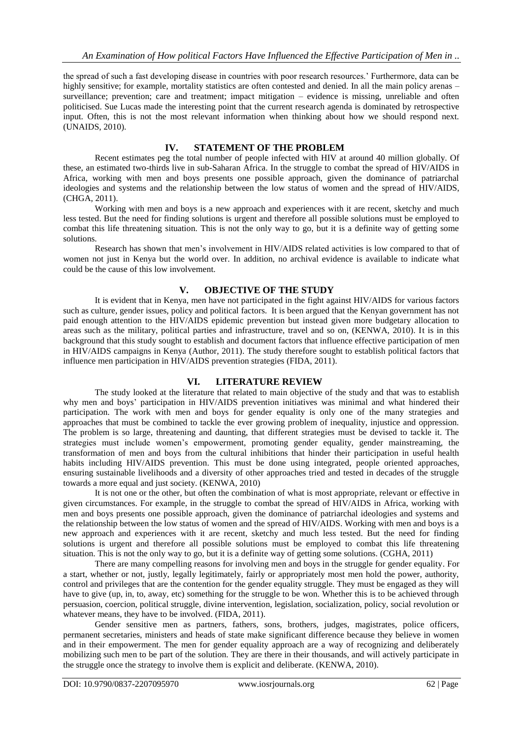the spread of such a fast developing disease in countries with poor research resources.' Furthermore, data can be highly sensitive; for example, mortality statistics are often contested and denied. In all the main policy arenas – surveillance; prevention; care and treatment; impact mitigation – evidence is missing, unreliable and often politicised. Sue Lucas made the interesting point that the current research agenda is dominated by retrospective input. Often, this is not the most relevant information when thinking about how we should respond next. (UNAIDS, 2010).

## IV. STATEMENT OF THE PROBLEM

Recent estimates peg the total number of people infected with HIV at around 40 million globally. Of these, an estimated two-thirds live in sub-Saharan Africa. In the struggle to combat the spread of HIV/AIDS in Africa, working with men and boys presents one possible approach, given the dominance of patriarchal ideologies and systems and the relationship between the low status of women and the spread of HIV/AIDS, (CHGA, 2011).

Working with men and boys is a new approach and experiences with it are recent, sketchy and much less tested. But the need for finding solutions is urgent and therefore all possible solutions must be employed to combat this life threatening situation. This is not the only way to go, but it is a definite way of getting some solutions.

Research has shown that men's involvement in HIV/AIDS related activities is low compared to that of women not just in Kenya but the world over. In addition, no archival evidence is available to indicate what could be the cause of this low involvement.

## V. OBJECTIVE OF THE STUDY

It is evident that in Kenya, men have not participated in the fight against HIV/AIDS for various factors such as culture, gender issues, policy and political factors. It is been argued that the Kenyan government has not paid enough attention to the HIV/AIDS epidemic prevention but instead given more budgetary allocation to areas such as the military, political parties and infrastructure, travel and so on, (KENWA, 2010). It is in this background that this study sought to establish and document factors that influence effective participation of men in HIV/AIDS campaigns in Kenya (Author, 2011). The study therefore sought to establish political factors that influence men participation in HIV/AIDS prevention strategies (FIDA, 2011).

## VI. LITERATURE REVIEW

The study looked at the literature that related to main objective of the study and that was to establish why men and boys' participation in HIV/AIDS prevention initiatives was minimal and what hindered their participation. The work with men and boys for gender equality is only one of the many strategies and approaches that must be combined to tackle the ever growing problem of inequality, injustice and oppression. The problem is so large, threatening and daunting, that different strategies must be devised to tackle it. The strategies must include women's empowerment, promoting gender equality, gender mainstreaming, the transformation of men and boys from the cultural inhibitions that hinder their participation in useful health habits including HIV/AIDS prevention. This must be done using integrated, people oriented approaches, ensuring sustainable livelihoods and a diversity of other approaches tried and tested in decades of the struggle towards a more equal and just society. (KENWA, 2010)

It is not one or the other, but often the combination of what is most appropriate, relevant or effective in given circumstances. For example, in the struggle to combat the spread of HIV/AIDS in Africa, working with men and boys presents one possible approach, given the dominance of patriarchal ideologies and systems and the relationship between the low status of women and the spread of HIV/AIDS. Working with men and boys is a new approach and experiences with it are recent, sketchy and much less tested. But the need for finding solutions is urgent and therefore all possible solutions must be employed to combat this life threatening situation. This is not the only way to go, but it is a definite way of getting some solutions. (CGHA, 2011)

There are many compelling reasons for involving men and boys in the struggle for gender equality. For a start, whether or not, justly, legally legitimately, fairly or appropriately most men hold the power, authority, control and privileges that are the contention for the gender equality struggle. They must be engaged as they will have to give (up, in, to, away, etc) something for the struggle to be won. Whether this is to be achieved through persuasion, coercion, political struggle, divine intervention, legislation, socialization, policy, social revolution or whatever means, they have to be involved. (FIDA, 2011).

Gender sensitive men as partners, fathers, sons, brothers, judges, magistrates, police officers, permanent secretaries, ministers and heads of state make significant difference because they believe in women and in their empowerment. The men for gender equality approach are a way of recognizing and deliberately mobilizing such men to be part of the solution. They are there in their thousands, and will actively participate in the struggle once the strategy to involve them is explicit and deliberate. (KENWA, 2010).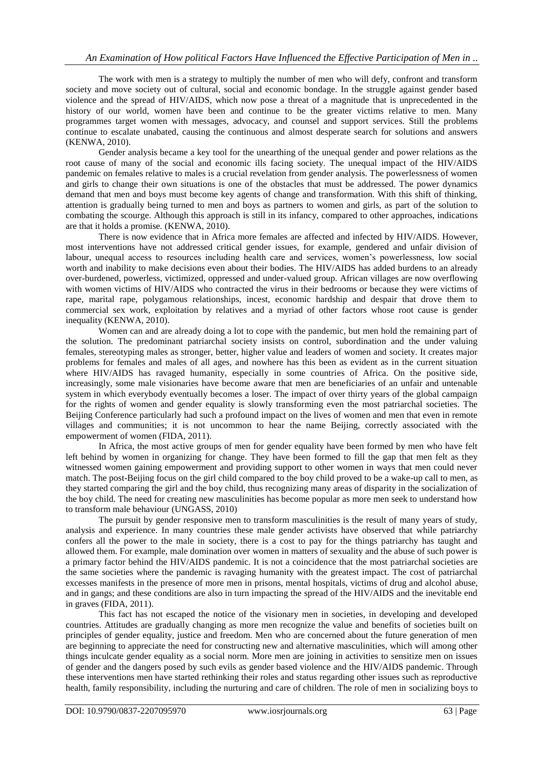The work with men is a strategy to multiply the number of men who will defy, confront and transform society and move society out of cultural, social and economic bondage. In the struggle against gender based violence and the spread of HIV/AIDS, which now pose a threat of a magnitude that is unprecedented in the history of our world, women have been and continue to be the greater victims relative to men. Many programmes target women with messages, advocacy, and counsel and support services. Still the problems continue to escalate unabated, causing the continuous and almost desperate search for solutions and answers (KENWA, 2010).

Gender analysis became a key tool for the unearthing of the unequal gender and power relations as the root cause of many of the social and economic ills facing society. The unequal impact of the HIV/AIDS pandemic on females relative to males is a crucial revelation from gender analysis. The powerlessness of women and girls to change their own situations is one of the obstacles that must be addressed. The power dynamics demand that men and boys must become key agents of change and transformation. With this shift of thinking, attention is gradually being turned to men and boys as partners to women and girls, as part of the solution to combating the scourge. Although this approach is still in its infancy, compared to other approaches, indications are that it holds a promise. (KENWA, 2010).

There is now evidence that in Africa more females are affected and infected by HIV/AIDS. However, most interventions have not addressed critical gender issues, for example, gendered and unfair division of labour, unequal access to resources including health care and services, women's powerlessness, low social worth and inability to make decisions even about their bodies. The HIV/AIDS has added burdens to an already over-burdened, powerless, victimized, oppressed and under-valued group. African villages are now overflowing with women victims of HIV/AIDS who contracted the virus in their bedrooms or because they were victims of rape, marital rape, polygamous relationships, incest, economic hardship and despair that drove them to commercial sex work, exploitation by relatives and a myriad of other factors whose root cause is gender inequality (KENWA, 2010).

Women can and are already doing a lot to cope with the pandemic, but men hold the remaining part of the solution. The predominant patriarchal society insists on control, subordination and the under valuing females, stereotyping males as stronger, better, higher value and leaders of women and society. It creates major problems for females and males of all ages, and nowhere has this been as evident as in the current situation where HIV/AIDS has ravaged humanity, especially in some countries of Africa. On the positive side, increasingly, some male visionaries have become aware that men are beneficiaries of an unfair and untenable system in which everybody eventually becomes a loser. The impact of over thirty years of the global campaign for the rights of women and gender equality is slowly transforming even the most patriarchal societies. The Beijing Conference particularly had such a profound impact on the lives of women and men that even in remote villages and communities; it is not uncommon to hear the name Beijing, correctly associated with the empowerment of women (FIDA, 2011).

In Africa, the most active groups of men for gender equality have been formed by men who have felt left behind by women in organizing for change. They have been formed to fill the gap that men felt as they witnessed women gaining empowerment and providing support to other women in ways that men could never match. The post-Beijing focus on the girl child compared to the boy child proved to be a wake-up call to men, as they started comparing the girl and the boy child, thus recognizing many areas of disparity in the socialization of the boy child. The need for creating new masculinities has become popular as more men seek to understand how to transform male behaviour (UNGASS, 2010)

The pursuit by gender responsive men to transform masculinities is the result of many years of study, analysis and experience. In many countries these male gender activists have observed that while patriarchy confers all the power to the male in society, there is a cost to pay for the things patriarchy has taught and allowed them. For example, male domination over women in matters of sexuality and the abuse of such power is a primary factor behind the HIV/AIDS pandemic. It is not a coincidence that the most patriarchal societies are the same societies where the pandemic is ravaging humanity with the greatest impact. The cost of patriarchal excesses manifests in the presence of more men in prisons, mental hospitals, victims of drug and alcohol abuse, and in gangs; and these conditions are also in turn impacting the spread of the HIV/AIDS and the inevitable end in graves (FIDA, 2011).

This fact has not escaped the notice of the visionary men in societies, in developing and developed countries. Attitudes are gradually changing as more men recognize the value and benefits of societies built on principles of gender equality, justice and freedom. Men who are concerned about the future generation of men are beginning to appreciate the need for constructing new and alternative masculinities, which will among other things inculcate gender equality as a social norm. More men are joining in activities to sensitize men on issues of gender and the dangers posed by such evils as gender based violence and the HIV/AIDS pandemic. Through these interventions men have started rethinking their roles and status regarding other issues such as reproductive health, family responsibility, including the nurturing and care of children. The role of men in socializing boys to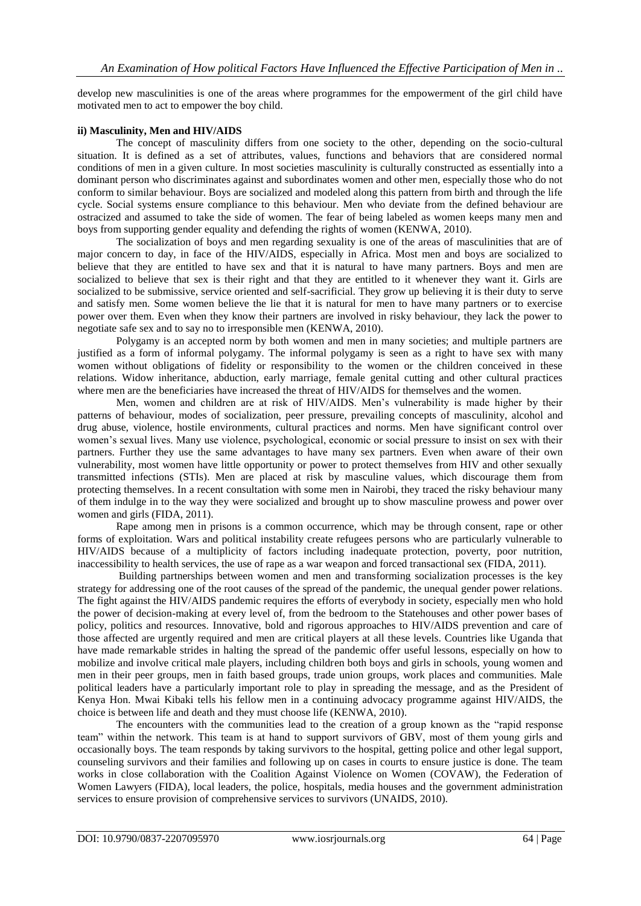develop new masculinities is one of the areas where programmes for the empowerment of the girl child have motivated men to act to empower the boy child.

**ii) Masculinity, Men and HIV/AIDS**

The concept of masculinity differs from one society to the other, depending on the socio-cultural situation. It is defined as a set of attributes, values, functions and behaviors that are considered normal conditions of men in a given culture. In most societies masculinity is culturally constructed as essentially into a dominant person who discriminates against and subordinates women and other men, especially those who do not conform to similar behaviour. Boys are socialized and modeled along this pattern from birth and through the life cycle. Social systems ensure compliance to this behaviour. Men who deviate from the defined behaviour are ostracized and assumed to take the side of women. The fear of being labeled as women keeps many men and boys from supporting gender equality and defending the rights of women (KENWA, 2010).

The socialization of boys and men regarding sexuality is one of the areas of masculinities that are of major concern to day, in face of the HIV/AIDS, especially in Africa. Most men and boys are socialized to believe that they are entitled to have sex and that it is natural to have many partners. Boys and men are socialized to believe that sex is their right and that they are entitled to it whenever they want it. Girls are socialized to be submissive, service oriented and self-sacrificial. They grow up believing it is their duty to serve and satisfy men. Some women believe the lie that it is natural for men to have many partners or to exercise power over them. Even when they know their partners are involved in risky behaviour, they lack the power to negotiate safe sex and to say no to irresponsible men (KENWA, 2010).

Polygamy is an accepted norm by both women and men in many societies; and multiple partners are justified as a form of informal polygamy. The informal polygamy is seen as a right to have sex with many women without obligations of fidelity or responsibility to the women or the children conceived in these relations. Widow inheritance, abduction, early marriage, female genital cutting and other cultural practices where men are the beneficiaries have increased the threat of HIV/AIDS for themselves and the women.

Men, women and children are at risk of HIV/AIDS. Men's vulnerability is made higher by their patterns of behaviour, modes of socialization, peer pressure, prevailing concepts of masculinity, alcohol and drug abuse, violence, hostile environments, cultural practices and norms. Men have significant control over women's sexual lives. Many use violence, psychological, economic or social pressure to insist on sex with their partners. Further they use the same advantages to have many sex partners. Even when aware of their own vulnerability, most women have little opportunity or power to protect themselves from HIV and other sexually transmitted infections (STIs). Men are placed at risk by masculine values, which discourage them from protecting themselves. In a recent consultation with some men in Nairobi, they traced the risky behaviour many of them indulge in to the way they were socialized and brought up to show masculine prowess and power over women and girls (FIDA, 2011).

Rape among men in prisons is a common occurrence, which may be through consent, rape or other forms of exploitation. Wars and political instability create refugees persons who are particularly vulnerable to HIV/AIDS because of a multiplicity of factors including inadequate protection, poverty, poor nutrition, inaccessibility to health services, the use of rape as a war weapon and forced transactional sex (FIDA, 2011).

Building partnerships between women and men and transforming socialization processes is the key strategy for addressing one of the root causes of the spread of the pandemic, the unequal gender power relations. The fight against the HIV/AIDS pandemic requires the efforts of everybody in society, especially men who hold the power of decision-making at every level of, from the bedroom to the Statehouses and other power bases of policy, politics and resources. Innovative, bold and rigorous approaches to HIV/AIDS prevention and care of those affected are urgently required and men are critical players at all these levels. Countries like Uganda that have made remarkable strides in halting the spread of the pandemic offer useful lessons, especially on how to mobilize and involve critical male players, including children both boys and girls in schools, young women and men in their peer groups, men in faith based groups, trade union groups, work places and communities. Male political leaders have a particularly important role to play in spreading the message, and as the President of Kenya Hon. Mwai Kibaki tells his fellow men in a continuing advocacy programme against HIV/AIDS, the choice is between life and death and they must choose life (KENWA, 2010).

The encounters with the communities lead to the creation of a group known as the "rapid response team" within the network. This team is at hand to support survivors of GBV, most of them young girls and occasionally boys. The team responds by taking survivors to the hospital, getting police and other legal support, counseling survivors and their families and following up on cases in courts to ensure justice is done. The team works in close collaboration with the Coalition Against Violence on Women (COVAW), the Federation of Women Lawyers (FIDA), local leaders, the police, hospitals, media houses and the government administration services to ensure provision of comprehensive services to survivors (UNAIDS, 2010).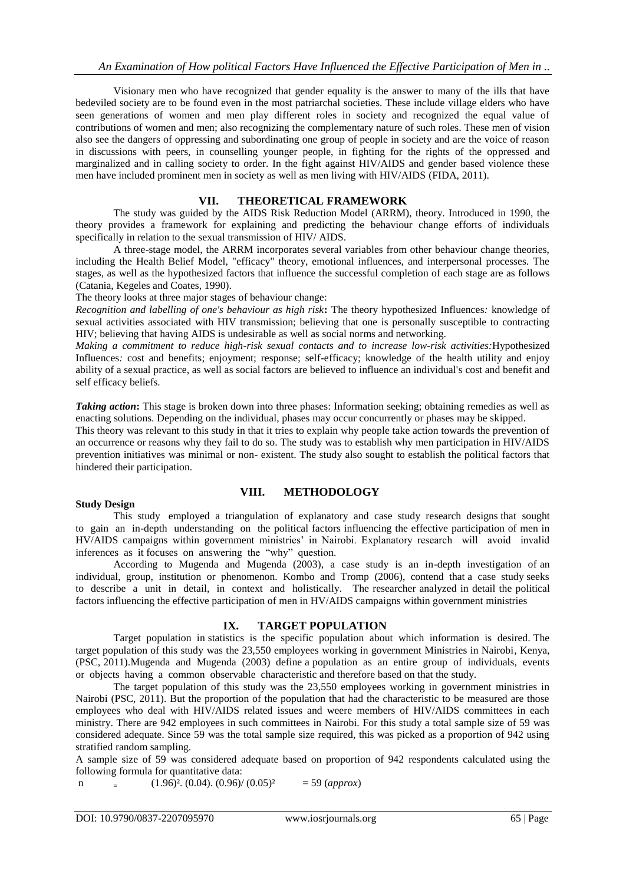Visionary men who have recognized that gender equality is the answer to many of the ills that have bedeviled society are to be found even in the most patriarchal societies. These include village elders who have seen generations of women and men play different roles in society and recognized the equal value of contributions of women and men; also recognizing the complementary nature of such roles. These men of vision also see the dangers of oppressing and subordinating one group of people in society and are the voice of reason in discussions with peers, in counselling younger people, in fighting for the rights of the oppressed and marginalized and in calling society to order. In the fight against HIV/AIDS and gender based violence these men have included prominent men in society as well as men living with HIV/AIDS (FIDA, 2011).

## VII. THEORETICAL FRAMEWORK

The study was guided by the AIDS Risk Reduction Model (ARRM), theory. Introduced in 1990, the theory provides a framework for explaining and predicting the behaviour change efforts of individuals specifically in relation to the sexual transmission of HIV/ AIDS.

A three-stage model, the ARRM incorporates several variables from other behaviour change theories, including the Health Belief Model, "efficacy" theory, emotional influences, and interpersonal processes. The stages, as well as the hypothesized factors that influence the successful completion of each stage are as follows (Catania, Kegeles and Coates, 1990).

The theory looks at three major stages of behaviour change:

*Recognition and labelling of one's behaviour as high risk***:** The theory hypothesized Influences*:* knowledge of sexual activities associated with HIV transmission; believing that one is personally susceptible to contracting HIV; believing that having AIDS is undesirable as well as social norms and networking.

*Making a commitment to reduce high-risk sexual contacts and to increase low-risk activities:*Hypothesized Influences*:* cost and benefits; enjoyment; response; self-efficacy; knowledge of the health utility and enjoy ability of a sexual practice, as well as social factors are believed to influence an individual's cost and benefit and self efficacy beliefs.

***Taking action*****:** This stage is broken down into three phases: Information seeking; obtaining remedies as well as enacting solutions. Depending on the individual, phases may occur concurrently or phases may be skipped.

This theory was relevant to this study in that it tries to explain why people take action towards the prevention of an occurrence or reasons why they fail to do so. The study was to establish why men participation in HIV/AIDS prevention initiatives was minimal or non- existent. The study also sought to establish the political factors that hindered their participation.

## VIII. METHODOLOGY

**Study Design**

This study employed a triangulation of explanatory and case study research designs that sought to gain an in-depth understanding on the political factors influencing the effective participation of men in HV/AIDS campaigns within government ministries' in Nairobi. Explanatory research will avoid invalid inferences as it focuses on answering the "why" question.

According to Mugenda and Mugenda (2003), a case study is an in-depth investigation of an individual, group, institution or phenomenon. Kombo and Tromp (2006), contend that a case study seeks to describe a unit in detail, in context and holistically. The researcher analyzed in detail the political factors influencing the effective participation of men in HV/AIDS campaigns within government ministries

## IX. TARGET POPULATION

Target population in statistics is the specific population about which information is desired. The target population of this study was the 23,550 employees working in government Ministries in Nairobi, Kenya, (PSC, 2011).Mugenda and Mugenda (2003) define a population as an entire group of individuals, events or objects having a common observable characteristic and therefore based on that the study.

The target population of this study was the 23,550 employees working in government ministries in Nairobi (PSC, 2011). But the proportion of the population that had the characteristic to be measured are those employees who deal with HIV/AIDS related issues and weere members of HIV/AIDS committees in each ministry. There are 942 employees in such committees in Nairobi. For this study a total sample size of 59 was considered adequate. Since 59 was the total sample size required, this was picked as a proportion of 942 using stratified random sampling.

A sample size of 59 was considered adequate based on proportion of 942 respondents calculated using the following formula for quantitative data:

$$n = (1.96)^2 . (0.04) . (0.96) / (0.05)^2 = 59 \ (approx)$$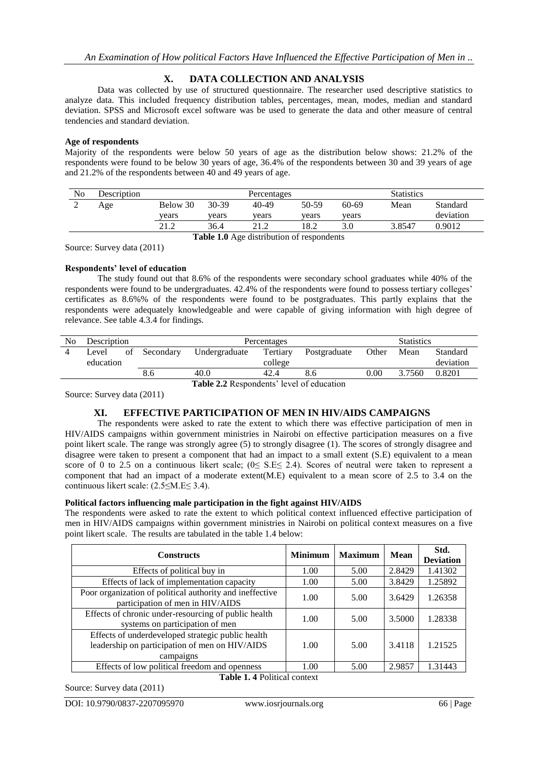## X. DATA COLLECTION AND ANALYSIS

Data was collected by use of structured questionnaire. The researcher used descriptive statistics to analyze data. This included frequency distribution tables, percentages, mean, modes, median and standard deviation. SPSS and Microsoft excel software was be used to generate the data and other measure of central tendencies and standard deviation.

**Age of respondents**

Majority of the respondents were below 50 years of age as the distribution below shows: 21.2% of the respondents were found to be below 30 years of age, 36.4% of the respondents between 30 and 39 years of age and 21.2% of the respondents between 40 and 49 years of age.

| No | Description | Percentages | | | | | Statistics | |
|---|---|---|---|---|---|---|---|---|
| 2 | Age | Below 30 years | 30-39 years | 40-49 years | 50-59 years | 60-69 years | Mean | Standard deviation |
| | | 21.2 | 36.4 | 21.2 | 18.2 | 3.0 | 3.8547 | 0.9012 |

**Table 1.0** Age distribution of respondents

Source: Survey data (2011)

**Respondents' level of education**

The study found out that 8.6% of the respondents were secondary school graduates while 40% of the respondents were found to be undergraduates. 42.4% of the respondents were found to possess tertiary colleges' certificates as 8.6%% of the respondents were found to be postgraduates. This partly explains that the respondents were adequately knowledgeable and were capable of giving information with high degree of relevance. See table 4.3.4 for findings.

| No | Description | Percentages | | | | | Statistics | |
|---|---|---|---|---|---|---|---|---|
| 4 | Level of education | Secondary | Undergraduate | Tertiary college | Postgraduate | Other | Mean | Standard deviation |
| | | 8.6 | 40.0 | 42.4 | 8.6 | 0.00 | 3.7560 | 0.8201 |

**Table 2.2** Respondents' level of education

Source: Survey data (2011)

## XI. EFFECTIVE PARTICIPATION OF MEN IN HIV/AIDS CAMPAIGNS

The respondents were asked to rate the extent to which there was effective participation of men in HIV/AIDS campaigns within government ministries in Nairobi on effective participation measures on a five point likert scale. The range was strongly agree (5) to strongly disagree (1). The scores of strongly disagree and disagree were taken to present a component that had an impact to a small extent (S.E) equivalent to a mean score of 0 to 2.5 on a continuous likert scale; ($0 \leq$ S.E$\leq$ 2.4). Scores of neutral were taken to represent a component that had an impact of a moderate extent(M.E) equivalent to a mean score of 2.5 to 3.4 on the continuous likert scale: (2.5$\leq$M.E$\leq$ 3.4).

**Political factors influencing male participation in the fight against HIV/AIDS**

The respondents were asked to rate the extent to which political context influenced effective participation of men in HIV/AIDS campaigns within government ministries in Nairobi on political context measures on a five point likert scale. The results are tabulated in the table 1.4 below:

| Constructs | Minimum | Maximum | Mean | Std. Deviation |
|---|---|---|---|---|
| Effects of political buy in | 1.00 | 5.00 | 2.8429 | 1.41302 |
| Effects of lack of implementation capacity | 1.00 | 5.00 | 3.8429 | 1.25892 |
| Poor organization of political authority and ineffective participation of men in HIV/AIDS | 1.00 | 5.00 | 3.6429 | 1.26358 |
| Effects of chronic under-resourcing of public health systems on participation of men | 1.00 | 5.00 | 3.5000 | 1.28338 |
| Effects of underdeveloped strategic public health leadership on participation of men on HIV/AIDS campaigns | 1.00 | 5.00 | 3.4118 | 1.21525 |
| Effects of low political freedom and openness | 1.00 | 5.00 | 2.9857 | 1.31443 |

**Table 1. 4** Political context

Source: Survey data (2011)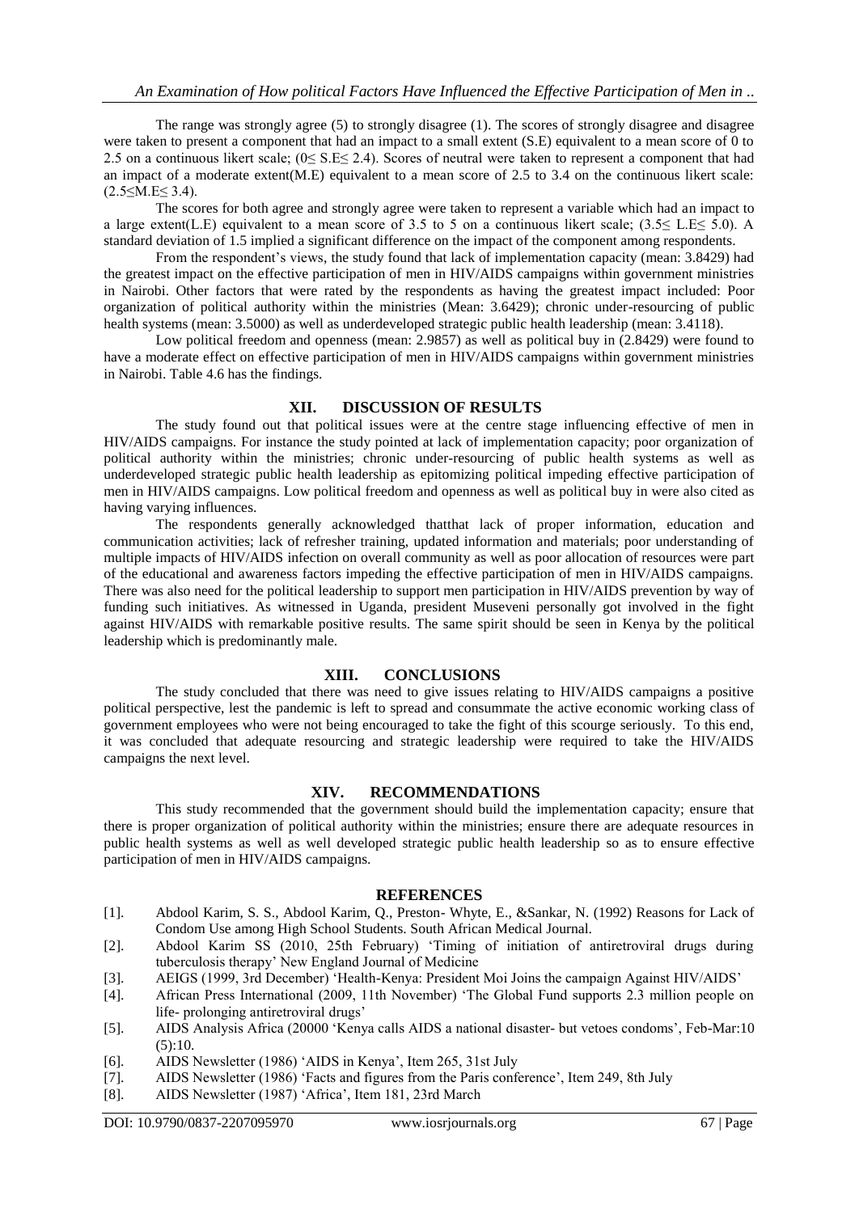The range was strongly agree (5) to strongly disagree (1). The scores of strongly disagree and disagree were taken to present a component that had an impact to a small extent (S.E) equivalent to a mean score of 0 to 2.5 on a continuous likert scale; ($0\leq$ S.E$\leq 2.4$). Scores of neutral were taken to represent a component that had an impact of a moderate extent(M.E) equivalent to a mean score of 2.5 to 3.4 on the continuous likert scale: ($2.5\leq$M.E$\leq 3.4$).

The scores for both agree and strongly agree were taken to represent a variable which had an impact to a large extent(L.E) equivalent to a mean score of 3.5 to 5 on a continuous likert scale; ($3.5\leq$ L.E$\leq 5.0$). A standard deviation of 1.5 implied a significant difference on the impact of the component among respondents.

From the respondent's views, the study found that lack of implementation capacity (mean: 3.8429) had the greatest impact on the effective participation of men in HIV/AIDS campaigns within government ministries in Nairobi. Other factors that were rated by the respondents as having the greatest impact included: Poor organization of political authority within the ministries (Mean: 3.6429); chronic under-resourcing of public health systems (mean: 3.5000) as well as underdeveloped strategic public health leadership (mean: 3.4118).

Low political freedom and openness (mean: 2.9857) as well as political buy in (2.8429) were found to have a moderate effect on effective participation of men in HIV/AIDS campaigns within government ministries in Nairobi. Table 4.6 has the findings.

## XII. DISCUSSION OF RESULTS

The study found out that political issues were at the centre stage influencing effective of men in HIV/AIDS campaigns. For instance the study pointed at lack of implementation capacity; poor organization of political authority within the ministries; chronic under-resourcing of public health systems as well as underdeveloped strategic public health leadership as epitomizing political impeding effective participation of men in HIV/AIDS campaigns. Low political freedom and openness as well as political buy in were also cited as having varying influences.

The respondents generally acknowledged thatthat lack of proper information, education and communication activities; lack of refresher training, updated information and materials; poor understanding of multiple impacts of HIV/AIDS infection on overall community as well as poor allocation of resources were part of the educational and awareness factors impeding the effective participation of men in HIV/AIDS campaigns. There was also need for the political leadership to support men participation in HIV/AIDS prevention by way of funding such initiatives. As witnessed in Uganda, president Museveni personally got involved in the fight against HIV/AIDS with remarkable positive results. The same spirit should be seen in Kenya by the political leadership which is predominantly male.

## XIII. CONCLUSIONS

The study concluded that there was need to give issues relating to HIV/AIDS campaigns a positive political perspective, lest the pandemic is left to spread and consummate the active economic working class of government employees who were not being encouraged to take the fight of this scourge seriously. To this end, it was concluded that adequate resourcing and strategic leadership were required to take the HIV/AIDS campaigns the next level.

## XIV. RECOMMENDATIONS

This study recommended that the government should build the implementation capacity; ensure that there is proper organization of political authority within the ministries; ensure there are adequate resources in public health systems as well as well developed strategic public health leadership so as to ensure effective participation of men in HIV/AIDS campaigns.

## REFERENCES

[1]. Abdool Karim, S. S., Abdool Karim, Q., Preston- Whyte, E., &Sankar, N. (1992) Reasons for Lack of Condom Use among High School Students. South African Medical Journal.

[2]. Abdool Karim SS (2010, 25th February) 'Timing of initiation of antiretroviral drugs during tuberculosis therapy' New England Journal of Medicine

[3]. AEIGS (1999, 3rd December) 'Health-Kenya: President Moi Joins the campaign Against HIV/AIDS'

[4]. African Press International (2009, 11th November) 'The Global Fund supports 2.3 million people on life- prolonging antiretroviral drugs'

[5]. AIDS Analysis Africa (20000 'Kenya calls AIDS a national disaster- but vetoes condoms', Feb-Mar:10 (5):10.

[6]. AIDS Newsletter (1986) 'AIDS in Kenya', Item 265, 31st July

[7]. AIDS Newsletter (1986) 'Facts and figures from the Paris conference', Item 249, 8th July

[8]. AIDS Newsletter (1987) 'Africa', Item 181, 23rd March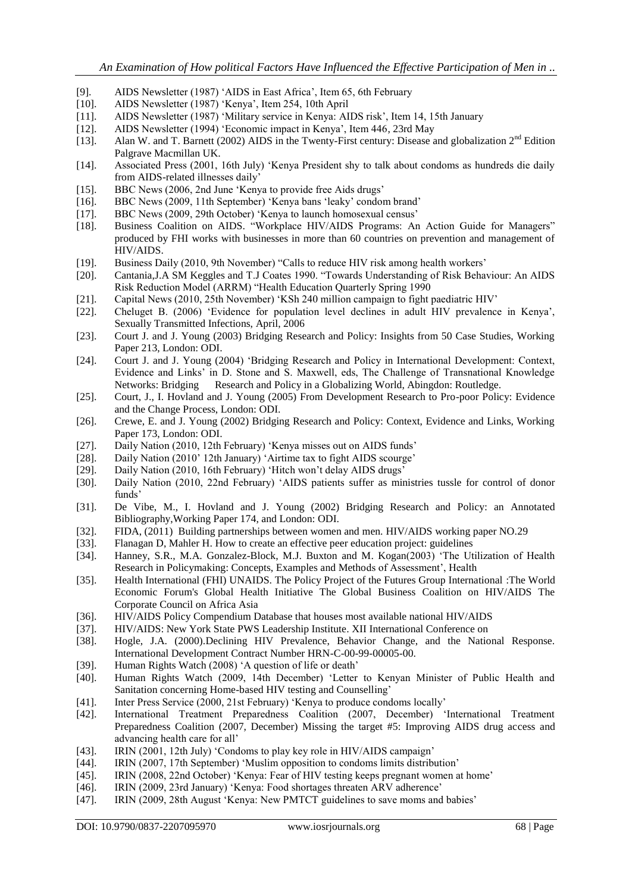[9]. AIDS Newsletter (1987) 'AIDS in East Africa', Item 65, 6th February
[10]. AIDS Newsletter (1987) 'Kenya', Item 254, 10th April
[11]. AIDS Newsletter (1987) 'Military service in Kenya: AIDS risk', Item 14, 15th January
[12]. AIDS Newsletter (1994) 'Economic impact in Kenya', Item 446, 23rd May
[13]. Alan W. and T. Barnett (2002) AIDS in the Twenty-First century: Disease and globalization 2nd Edition Palgrave Macmillan UK.
[14]. Associated Press (2001, 16th July) 'Kenya President shy to talk about condoms as hundreds die daily from AIDS-related illnesses daily'
[15]. BBC News (2006, 2nd June 'Kenya to provide free Aids drugs'
[16]. BBC News (2009, 11th September) 'Kenya bans 'leaky' condom brand'
[17]. BBC News (2009, 29th October) 'Kenya to launch homosexual census'
[18]. Business Coalition on AIDS. "Workplace HIV/AIDS Programs: An Action Guide for Managers" produced by FHI works with businesses in more than 60 countries on prevention and management of HIV/AIDS.
[19]. Business Daily (2010, 9th November) "Calls to reduce HIV risk among health workers'
[20]. Cantania,J.A SM Keggles and T.J Coates 1990. "Towards Understanding of Risk Behaviour: An AIDS Risk Reduction Model (ARRM) "Health Education Quarterly Spring 1990
[21]. Capital News (2010, 25th November) 'KSh 240 million campaign to fight paediatric HIV'
[22]. Cheluget B. (2006) 'Evidence for population level declines in adult HIV prevalence in Kenya', Sexually Transmitted Infections, April, 2006
[23]. Court J. and J. Young (2003) Bridging Research and Policy: Insights from 50 Case Studies, Working Paper 213, London: ODI.
[24]. Court J. and J. Young (2004) 'Bridging Research and Policy in International Development: Context, Evidence and Links' in D. Stone and S. Maxwell, eds, The Challenge of Transnational Knowledge Networks: Bridging Research and Policy in a Globalizing World, Abingdon: Routledge.
[25]. Court, J., I. Hovland and J. Young (2005) From Development Research to Pro-poor Policy: Evidence and the Change Process, London: ODI.
[26]. Crewe, E. and J. Young (2002) Bridging Research and Policy: Context, Evidence and Links, Working Paper 173, London: ODI.
[27]. Daily Nation (2010, 12th February) 'Kenya misses out on AIDS funds'
[28]. Daily Nation (2010' 12th January) 'Airtime tax to fight AIDS scourge'
[29]. Daily Nation (2010, 16th February) 'Hitch won't delay AIDS drugs'
[30]. Daily Nation (2010, 22nd February) 'AIDS patients suffer as ministries tussle for control of donor funds'
[31]. De Vibe, M., I. Hovland and J. Young (2002) Bridging Research and Policy: an Annotated Bibliography,Working Paper 174, and London: ODI.
[32]. FIDA, (2011) Building partnerships between women and men. HIV/AIDS working paper NO.29
[33]. Flanagan D, Mahler H. How to create an effective peer education project: guidelines
[34]. Hanney, S.R., M.A. Gonzalez-Block, M.J. Buxton and M. Kogan(2003) 'The Utilization of Health Research in Policymaking: Concepts, Examples and Methods of Assessment', Health
[35]. Health International (FHI) UNAIDS. The Policy Project of the Futures Group International :The World Economic Forum's Global Health Initiative The Global Business Coalition on HIV/AIDS The Corporate Council on Africa Asia
[36]. HIV/AIDS Policy Compendium Database that houses most available national HIV/AIDS
[37]. HIV/AIDS: New York State PWS Leadership Institute. XII International Conference on
[38]. Hogle, J.A. (2000).Declining HIV Prevalence, Behavior Change, and the National Response. International Development Contract Number HRN-C-00-99-00005-00.
[39]. Human Rights Watch (2008) 'A question of life or death'
[40]. Human Rights Watch (2009, 14th December) 'Letter to Kenyan Minister of Public Health and Sanitation concerning Home-based HIV testing and Counselling'
[41]. Inter Press Service (2000, 21st February) 'Kenya to produce condoms locally'
[42]. International Treatment Preparedness Coalition (2007, December) 'International Treatment Preparedness Coalition (2007, December) Missing the target #5: Improving AIDS drug access and advancing health care for all'
[43]. IRIN (2001, 12th July) 'Condoms to play key role in HIV/AIDS campaign'
[44]. IRIN (2007, 17th September) 'Muslim opposition to condoms limits distribution'
[45]. IRIN (2008, 22nd October) 'Kenya: Fear of HIV testing keeps pregnant women at home'
[46]. IRIN (2009, 23rd January) 'Kenya: Food shortages threaten ARV adherence'
[47]. IRIN (2009, 28th August 'Kenya: New PMTCT guidelines to save moms and babies'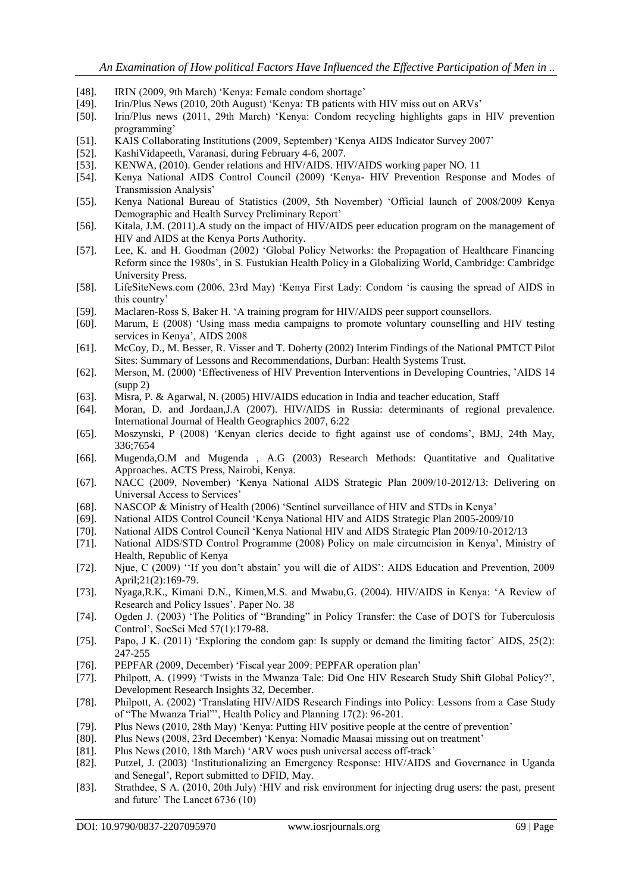[48]. IRIN (2009, 9th March) 'Kenya: Female condom shortage'

[49]. Irin/Plus News (2010, 20th August) 'Kenya: TB patients with HIV miss out on ARVs'

[50]. Irin/Plus news (2011, 29th March) 'Kenya: Condom recycling highlights gaps in HIV prevention programming'

[51]. KAIS Collaborating Institutions (2009, September) 'Kenya AIDS Indicator Survey 2007'

[52]. KashiVidapeeth, Varanasi, during February 4-6, 2007.

[53]. KENWA, (2010). Gender relations and HIV/AIDS. HIV/AIDS working paper NO. 11

[54]. Kenya National AIDS Control Council (2009) 'Kenya- HIV Prevention Response and Modes of Transmission Analysis'

[55]. Kenya National Bureau of Statistics (2009, 5th November) 'Official launch of 2008/2009 Kenya Demographic and Health Survey Preliminary Report'

[56]. Kitala, J.M. (2011).A study on the impact of HIV/AIDS peer education program on the management of HIV and AIDS at the Kenya Ports Authority.

[57]. Lee, K. and H. Goodman (2002) 'Global Policy Networks: the Propagation of Healthcare Financing Reform since the 1980s', in S. Fustukian Health Policy in a Globalizing World, Cambridge: Cambridge University Press.

[58]. LifeSiteNews.com (2006, 23rd May) 'Kenya First Lady: Condom 'is causing the spread of AIDS in this country'

[59]. Maclaren-Ross S, Baker H. 'A training program for HIV/AIDS peer support counsellors.

[60]. Marum, E (2008) 'Using mass media campaigns to promote voluntary counselling and HIV testing services in Kenya', AIDS 2008

[61]. McCoy, D., M. Besser, R. Visser and T. Doherty (2002) Interim Findings of the National PMTCT Pilot Sites: Summary of Lessons and Recommendations, Durban: Health Systems Trust.

[62]. Merson, M. (2000) 'Effectiveness of HIV Prevention Interventions in Developing Countries, 'AIDS 14 (supp 2)

[63]. Misra, P. & Agarwal, N. (2005) HIV/AIDS education in India and teacher education, Staff

[64]. Moran, D. and Jordaan,J.A (2007). HIV/AIDS in Russia: determinants of regional prevalence. International Journal of Health Geographics 2007, 6:22

[65]. Moszynski, P (2008) 'Kenyan clerics decide to fight against use of condoms', BMJ, 24th May, 336;7654

[66]. Mugenda,O.M and Mugenda , A.G (2003) Research Methods: Quantitative and Qualitative Approaches. ACTS Press, Nairobi, Kenya.

[67]. NACC (2009, November) 'Kenya National AIDS Strategic Plan 2009/10-2012/13: Delivering on Universal Access to Services'

[68]. NASCOP & Ministry of Health (2006) 'Sentinel surveillance of HIV and STDs in Kenya'

[69]. National AIDS Control Council 'Kenya National HIV and AIDS Strategic Plan 2005-2009/10

[70]. National AIDS Control Council 'Kenya National HIV and AIDS Strategic Plan 2009/10-2012/13

[71]. National AIDS/STD Control Programme (2008) Policy on male circumcision in Kenya', Ministry of Health, Republic of Kenya

[72]. Njue, C (2009) ''If you don't abstain' you will die of AIDS': AIDS Education and Prevention, 2009 April;21(2):169-79.

[73]. Nyaga,R.K., Kimani D.N., Kimen,M.S. and Mwabu,G. (2004). HIV/AIDS in Kenya: 'A Review of Research and Policy Issues'. Paper No. 38

[74]. Ogden J. (2003) 'The Politics of "Branding" in Policy Transfer: the Case of DOTS for Tuberculosis Control', SocSci Med 57(1):179-88.

[75]. Papo, J K. (2011) 'Exploring the condom gap: Is supply or demand the limiting factor' AIDS, 25(2): 247-255

[76]. PEPFAR (2009, December) 'Fiscal year 2009: PEPFAR operation plan'

[77]. Philpott, A. (1999) 'Twists in the Mwanza Tale: Did One HIV Research Study Shift Global Policy?', Development Research Insights 32, December.

[78]. Philpott, A. (2002) 'Translating HIV/AIDS Research Findings into Policy: Lessons from a Case Study of "The Mwanza Trial"', Health Policy and Planning 17(2): 96-201.

[79]. Plus News (2010, 28th May) 'Kenya: Putting HIV positive people at the centre of prevention'

[80]. Plus News (2008, 23rd December) 'Kenya: Nomadic Maasai missing out on treatment'

[81]. Plus News (2010, 18th March) 'ARV woes push universal access off-track'

[82]. Putzel, J. (2003) 'Institutionalizing an Emergency Response: HIV/AIDS and Governance in Uganda and Senegal', Report submitted to DFID, May.

[83]. Strathdee, S A. (2010, 20th July) 'HIV and risk environment for injecting drug users: the past, present and future' The Lancet 6736 (10)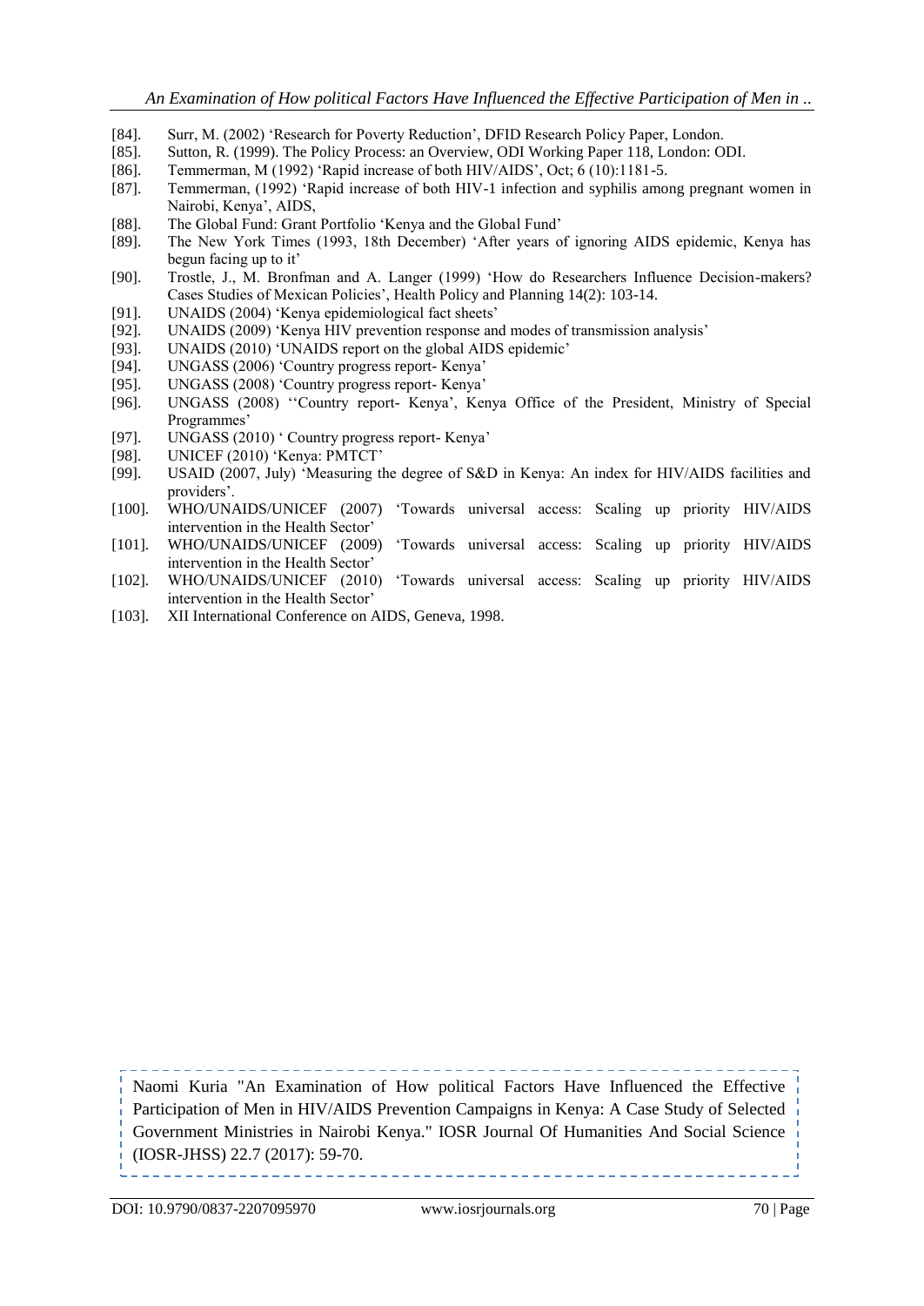[84]. Surr, M. (2002) 'Research for Poverty Reduction', DFID Research Policy Paper, London.

[85]. Sutton, R. (1999). The Policy Process: an Overview, ODI Working Paper 118, London: ODI.

[86]. Temmerman, M (1992) 'Rapid increase of both HIV/AIDS', Oct; 6 (10):1181-5.

[87]. Temmerman, (1992) 'Rapid increase of both HIV-1 infection and syphilis among pregnant women in Nairobi, Kenya', AIDS,

[88]. The Global Fund: Grant Portfolio 'Kenya and the Global Fund'

[89]. The New York Times (1993, 18th December) 'After years of ignoring AIDS epidemic, Kenya has begun facing up to it'

[90]. Trostle, J., M. Bronfman and A. Langer (1999) 'How do Researchers Influence Decision-makers? Cases Studies of Mexican Policies', Health Policy and Planning 14(2): 103-14.

[91]. UNAIDS (2004) 'Kenya epidemiological fact sheets'

[92]. UNAIDS (2009) 'Kenya HIV prevention response and modes of transmission analysis'

[93]. UNAIDS (2010) 'UNAIDS report on the global AIDS epidemic'

[94]. UNGASS (2006) 'Country progress report- Kenya'

[95]. UNGASS (2008) 'Country progress report- Kenya'

[96]. UNGASS (2008) ''Country report- Kenya', Kenya Office of the President, Ministry of Special Programmes'

[97]. UNGASS (2010) ' Country progress report- Kenya'

[98]. UNICEF (2010) 'Kenya: PMTCT'

[99]. USAID (2007, July) 'Measuring the degree of S&D in Kenya: An index for HIV/AIDS facilities and providers'.

[100]. WHO/UNAIDS/UNICEF (2007) 'Towards universal access: Scaling up priority HIV/AIDS intervention in the Health Sector'

[101]. WHO/UNAIDS/UNICEF (2009) 'Towards universal access: Scaling up priority HIV/AIDS intervention in the Health Sector'

[102]. WHO/UNAIDS/UNICEF (2010) 'Towards universal access: Scaling up priority HIV/AIDS intervention in the Health Sector'

[103]. XII International Conference on AIDS, Geneva, 1998.

Naomi Kuria "An Examination of How political Factors Have Influenced the Effective Participation of Men in HIV/AIDS Prevention Campaigns in Kenya: A Case Study of Selected Government Ministries in Nairobi Kenya." IOSR Journal Of Humanities And Social Science (IOSR-JHSS) 22.7 (2017): 59-70.